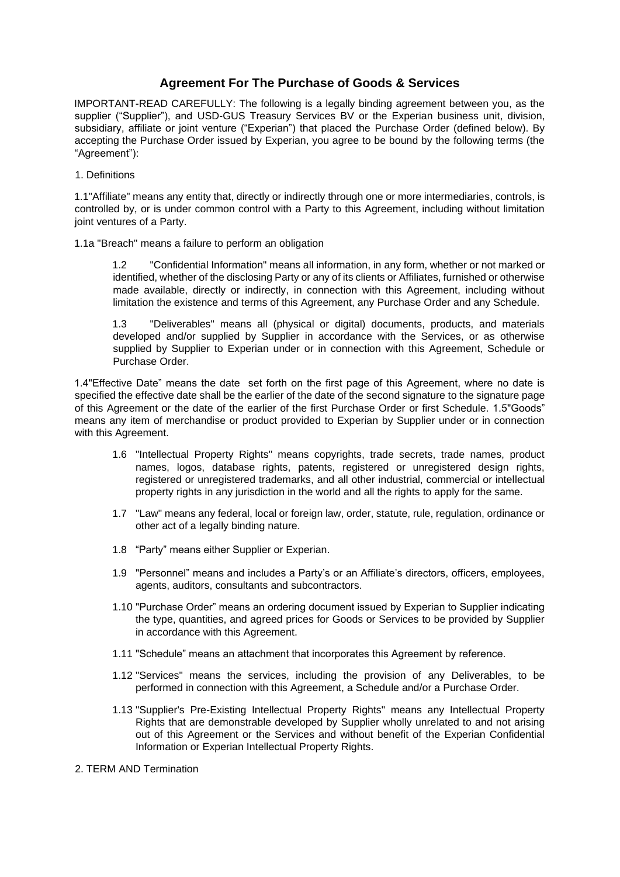# Agreement For The Purchase of Goods & Services

IMPORTANT-READ CAREFULLY: The following is a legally binding agreement between you, as the supplier ("Supplier"), and USD-GUS Treasury Services BV or the Experian business unit, division, subsidiary, affiliate or joint venture ("Experian") that placed the Purchase Order (defined below). By accepting the Purchase Order issued by Experian, you agree to be bound by the following terms (the "Agreement"):

1. Definitions

1.1"Affiliate" means any entity that, directly or indirectly through one or more intermediaries, controls, is controlled by, or is under common control with a Party to this Agreement, including without limitation joint ventures of a Party.

1.1a "Breach" means a failure to perform an obligation

1.2 "Confidential Information" means all information, in any form, whether or not marked or identified, whether of the disclosing Party or any of its clients or Affiliates, furnished or otherwise made available, directly or indirectly, in connection with this Agreement, including without limitation the existence and terms of this Agreement, any Purchase Order and any Schedule.

1.3 "Deliverables" means all (physical or digital) documents, products, and materials developed and/or supplied by Supplier in accordance with the Services, or as otherwise supplied by Supplier to Experian under or in connection with this Agreement, Schedule or Purchase Order.

1.4"Effective Date" means the date set forth on the first page of this Agreement, where no date is specified the effective date shall be the earlier of the date of the second signature to the signature page of this Agreement or the date of the earlier of the first Purchase Order or first Schedule. 1.5"Goods" means any item of merchandise or product provided to Experian by Supplier under or in connection with this Agreement.

1.6 "Intellectual Property Rights" means copyrights, trade secrets, trade names, product names, logos, database rights, patents, registered or unregistered design rights, registered or unregistered trademarks, and all other industrial, commercial or intellectual property rights in any jurisdiction in the world and all the rights to apply for the same.

1.7 "Law" means any federal, local or foreign law, order, statute, rule, regulation, ordinance or other act of a legally binding nature.

1.8 "Party" means either Supplier or Experian.

1.9 "Personnel" means and includes a Party's or an Affiliate's directors, officers, employees, agents, auditors, consultants and subcontractors.

1.10 "Purchase Order" means an ordering document issued by Experian to Supplier indicating the type, quantities, and agreed prices for Goods or Services to be provided by Supplier in accordance with this Agreement.

1.11 "Schedule" means an attachment that incorporates this Agreement by reference.

1.12 "Services" means the services, including the provision of any Deliverables, to be performed in connection with this Agreement, a Schedule and/or a Purchase Order.

1.13 "Supplier's Pre-Existing Intellectual Property Rights" means any Intellectual Property Rights that are demonstrable developed by Supplier wholly unrelated to and not arising out of this Agreement or the Services and without benefit of the Experian Confidential Information or Experian Intellectual Property Rights.

2. TERM AND Termination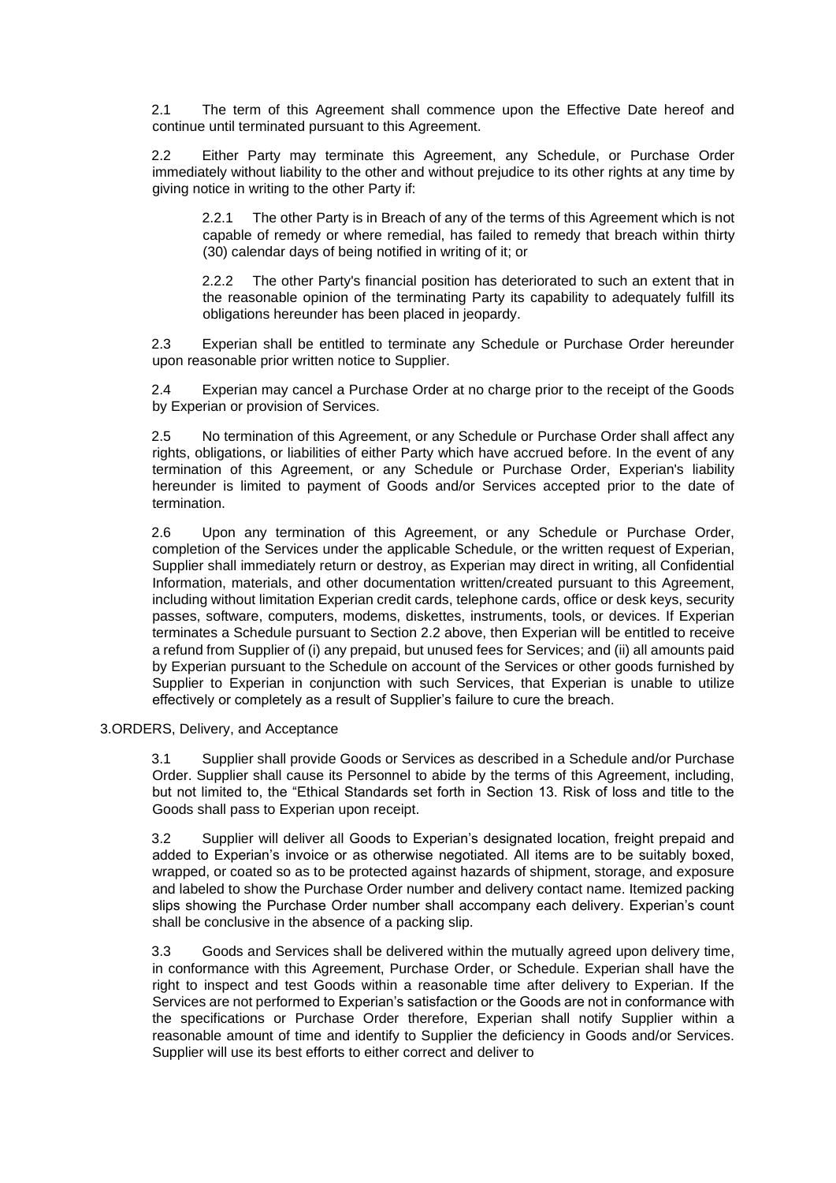2.1 The term of this Agreement shall commence upon the Effective Date hereof and continue until terminated pursuant to this Agreement.

2.2 Either Party may terminate this Agreement, any Schedule, or Purchase Order immediately without liability to the other and without prejudice to its other rights at any time by giving notice in writing to the other Party if:

2.2.1 The other Party is in Breach of any of the terms of this Agreement which is not capable of remedy or where remedial, has failed to remedy that breach within thirty (30) calendar days of being notified in writing of it; or

2.2.2 The other Party's financial position has deteriorated to such an extent that in the reasonable opinion of the terminating Party its capability to adequately fulfill its obligations hereunder has been placed in jeopardy.

2.3 Experian shall be entitled to terminate any Schedule or Purchase Order hereunder upon reasonable prior written notice to Supplier.

2.4 Experian may cancel a Purchase Order at no charge prior to the receipt of the Goods by Experian or provision of Services.

2.5 No termination of this Agreement, or any Schedule or Purchase Order shall affect any rights, obligations, or liabilities of either Party which have accrued before. In the event of any termination of this Agreement, or any Schedule or Purchase Order, Experian's liability hereunder is limited to payment of Goods and/or Services accepted prior to the date of termination.

2.6 Upon any termination of this Agreement, or any Schedule or Purchase Order, completion of the Services under the applicable Schedule, or the written request of Experian, Supplier shall immediately return or destroy, as Experian may direct in writing, all Confidential Information, materials, and other documentation written/created pursuant to this Agreement, including without limitation Experian credit cards, telephone cards, office or desk keys, security passes, software, computers, modems, diskettes, instruments, tools, or devices. If Experian terminates a Schedule pursuant to Section 2.2 above, then Experian will be entitled to receive a refund from Supplier of (i) any prepaid, but unused fees for Services; and (ii) all amounts paid by Experian pursuant to the Schedule on account of the Services or other goods furnished by Supplier to Experian in conjunction with such Services, that Experian is unable to utilize effectively or completely as a result of Supplier's failure to cure the breach.

3.ORDERS, Delivery, and Acceptance

3.1 Supplier shall provide Goods or Services as described in a Schedule and/or Purchase Order. Supplier shall cause its Personnel to abide by the terms of this Agreement, including, but not limited to, the "Ethical Standards set forth in Section 13. Risk of loss and title to the Goods shall pass to Experian upon receipt.

3.2 Supplier will deliver all Goods to Experian's designated location, freight prepaid and added to Experian's invoice or as otherwise negotiated. All items are to be suitably boxed, wrapped, or coated so as to be protected against hazards of shipment, storage, and exposure and labeled to show the Purchase Order number and delivery contact name. Itemized packing slips showing the Purchase Order number shall accompany each delivery. Experian's count shall be conclusive in the absence of a packing slip.

3.3 Goods and Services shall be delivered within the mutually agreed upon delivery time, in conformance with this Agreement, Purchase Order, or Schedule. Experian shall have the right to inspect and test Goods within a reasonable time after delivery to Experian. If the Services are not performed to Experian's satisfaction or the Goods are not in conformance with the specifications or Purchase Order therefore, Experian shall notify Supplier within a reasonable amount of time and identify to Supplier the deficiency in Goods and/or Services. Supplier will use its best efforts to either correct and deliver to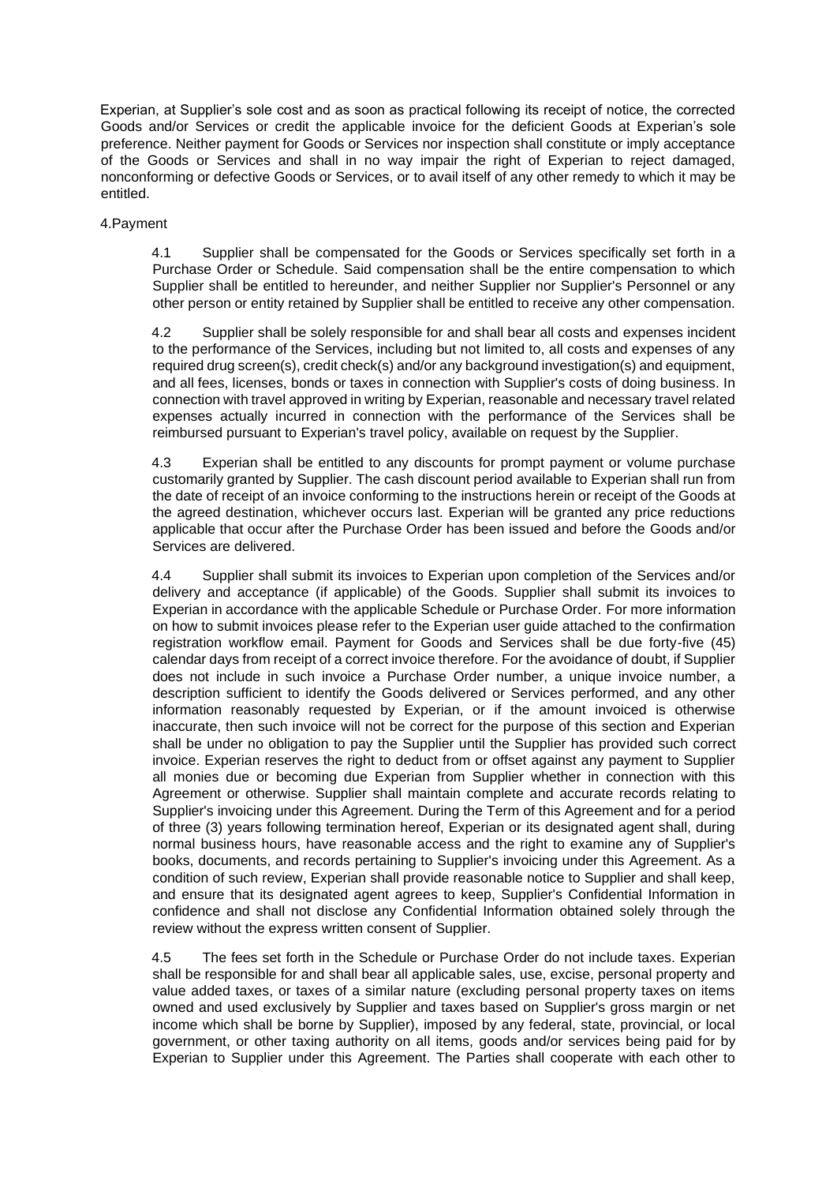Experian, at Supplier's sole cost and as soon as practical following its receipt of notice, the corrected Goods and/or Services or credit the applicable invoice for the deficient Goods at Experian's sole preference. Neither payment for Goods or Services nor inspection shall constitute or imply acceptance of the Goods or Services and shall in no way impair the right of Experian to reject damaged, nonconforming or defective Goods or Services, or to avail itself of any other remedy to which it may be entitled.

4.Payment

4.1 Supplier shall be compensated for the Goods or Services specifically set forth in a Purchase Order or Schedule. Said compensation shall be the entire compensation to which Supplier shall be entitled to hereunder, and neither Supplier nor Supplier's Personnel or any other person or entity retained by Supplier shall be entitled to receive any other compensation.

4.2 Supplier shall be solely responsible for and shall bear all costs and expenses incident to the performance of the Services, including but not limited to, all costs and expenses of any required drug screen(s), credit check(s) and/or any background investigation(s) and equipment, and all fees, licenses, bonds or taxes in connection with Supplier's costs of doing business. In connection with travel approved in writing by Experian, reasonable and necessary travel related expenses actually incurred in connection with the performance of the Services shall be reimbursed pursuant to Experian's travel policy, available on request by the Supplier.

4.3 Experian shall be entitled to any discounts for prompt payment or volume purchase customarily granted by Supplier. The cash discount period available to Experian shall run from the date of receipt of an invoice conforming to the instructions herein or receipt of the Goods at the agreed destination, whichever occurs last. Experian will be granted any price reductions applicable that occur after the Purchase Order has been issued and before the Goods and/or Services are delivered.

4.4 Supplier shall submit its invoices to Experian upon completion of the Services and/or delivery and acceptance (if applicable) of the Goods. Supplier shall submit its invoices to Experian in accordance with the applicable Schedule or Purchase Order. For more information on how to submit invoices please refer to the Experian user guide attached to the confirmation registration workflow email. Payment for Goods and Services shall be due forty-five (45) calendar days from receipt of a correct invoice therefore. For the avoidance of doubt, if Supplier does not include in such invoice a Purchase Order number, a unique invoice number, a description sufficient to identify the Goods delivered or Services performed, and any other information reasonably requested by Experian, or if the amount invoiced is otherwise inaccurate, then such invoice will not be correct for the purpose of this section and Experian shall be under no obligation to pay the Supplier until the Supplier has provided such correct invoice. Experian reserves the right to deduct from or offset against any payment to Supplier all monies due or becoming due Experian from Supplier whether in connection with this Agreement or otherwise. Supplier shall maintain complete and accurate records relating to Supplier's invoicing under this Agreement. During the Term of this Agreement and for a period of three (3) years following termination hereof, Experian or its designated agent shall, during normal business hours, have reasonable access and the right to examine any of Supplier's books, documents, and records pertaining to Supplier's invoicing under this Agreement. As a condition of such review, Experian shall provide reasonable notice to Supplier and shall keep, and ensure that its designated agent agrees to keep, Supplier's Confidential Information in confidence and shall not disclose any Confidential Information obtained solely through the review without the express written consent of Supplier.

4.5 The fees set forth in the Schedule or Purchase Order do not include taxes. Experian shall be responsible for and shall bear all applicable sales, use, excise, personal property and value added taxes, or taxes of a similar nature (excluding personal property taxes on items owned and used exclusively by Supplier and taxes based on Supplier's gross margin or net income which shall be borne by Supplier), imposed by any federal, state, provincial, or local government, or other taxing authority on all items, goods and/or services being paid for by Experian to Supplier under this Agreement. The Parties shall cooperate with each other to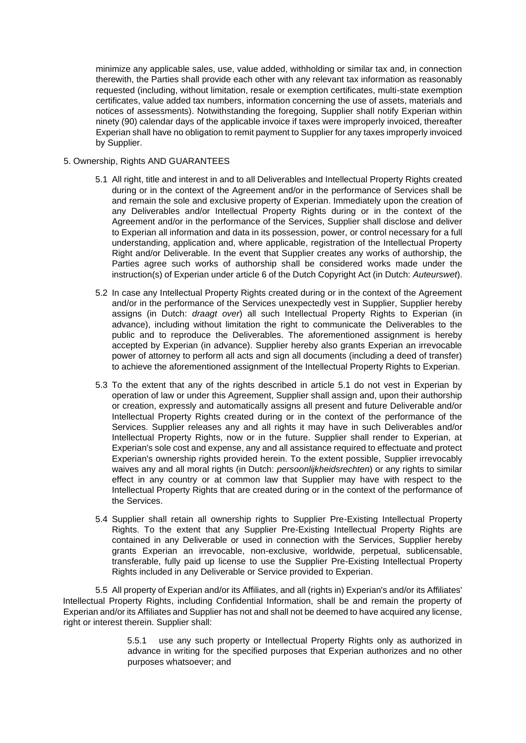minimize any applicable sales, use, value added, withholding or similar tax and, in connection therewith, the Parties shall provide each other with any relevant tax information as reasonably requested (including, without limitation, resale or exemption certificates, multi-state exemption certificates, value added tax numbers, information concerning the use of assets, materials and notices of assessments). Notwithstanding the foregoing, Supplier shall notify Experian within ninety (90) calendar days of the applicable invoice if taxes were improperly invoiced, thereafter Experian shall have no obligation to remit payment to Supplier for any taxes improperly invoiced by Supplier.

5. Ownership, Rights AND GUARANTEES

5.1 All right, title and interest in and to all Deliverables and Intellectual Property Rights created during or in the context of the Agreement and/or in the performance of Services shall be and remain the sole and exclusive property of Experian. Immediately upon the creation of any Deliverables and/or Intellectual Property Rights during or in the context of the Agreement and/or in the performance of the Services, Supplier shall disclose and deliver to Experian all information and data in its possession, power, or control necessary for a full understanding, application and, where applicable, registration of the Intellectual Property Right and/or Deliverable. In the event that Supplier creates any works of authorship, the Parties agree such works of authorship shall be considered works made under the instruction(s) of Experian under article 6 of the Dutch Copyright Act (in Dutch: *Auteurswet*).

5.2 In case any Intellectual Property Rights created during or in the context of the Agreement and/or in the performance of the Services unexpectedly vest in Supplier, Supplier hereby assigns (in Dutch: *draagt over*) all such Intellectual Property Rights to Experian (in advance), including without limitation the right to communicate the Deliverables to the public and to reproduce the Deliverables. The aforementioned assignment is hereby accepted by Experian (in advance). Supplier hereby also grants Experian an irrevocable power of attorney to perform all acts and sign all documents (including a deed of transfer) to achieve the aforementioned assignment of the Intellectual Property Rights to Experian.

5.3 To the extent that any of the rights described in article 5.1 do not vest in Experian by operation of law or under this Agreement, Supplier shall assign and, upon their authorship or creation, expressly and automatically assigns all present and future Deliverable and/or Intellectual Property Rights created during or in the context of the performance of the Services. Supplier releases any and all rights it may have in such Deliverables and/or Intellectual Property Rights, now or in the future. Supplier shall render to Experian, at Experian's sole cost and expense, any and all assistance required to effectuate and protect Experian's ownership rights provided herein. To the extent possible, Supplier irrevocably waives any and all moral rights (in Dutch: *persoonlijkheidsrechten*) or any rights to similar effect in any country or at common law that Supplier may have with respect to the Intellectual Property Rights that are created during or in the context of the performance of the Services.

5.4 Supplier shall retain all ownership rights to Supplier Pre-Existing Intellectual Property Rights. To the extent that any Supplier Pre-Existing Intellectual Property Rights are contained in any Deliverable or used in connection with the Services, Supplier hereby grants Experian an irrevocable, non-exclusive, worldwide, perpetual, sublicensable, transferable, fully paid up license to use the Supplier Pre-Existing Intellectual Property Rights included in any Deliverable or Service provided to Experian.

5.5 All property of Experian and/or its Affiliates, and all (rights in) Experian's and/or its Affiliates' Intellectual Property Rights, including Confidential Information, shall be and remain the property of Experian and/or its Affiliates and Supplier has not and shall not be deemed to have acquired any license, right or interest therein. Supplier shall:

5.5.1 use any such property or Intellectual Property Rights only as authorized in advance in writing for the specified purposes that Experian authorizes and no other purposes whatsoever; and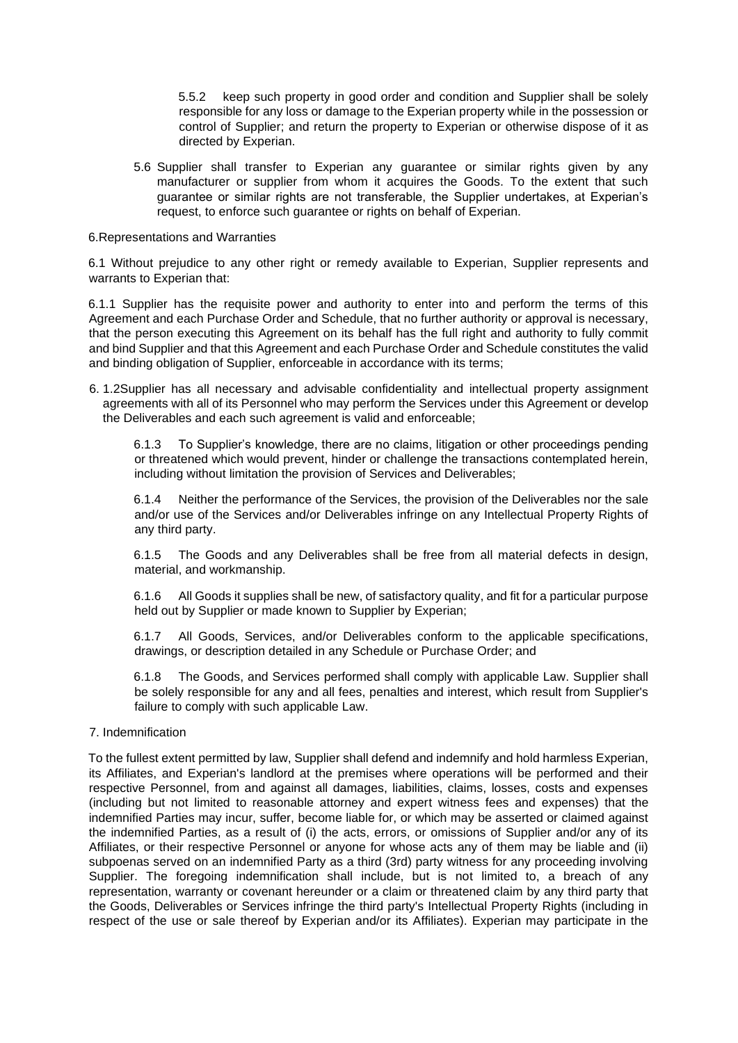5.5.2 keep such property in good order and condition and Supplier shall be solely responsible for any loss or damage to the Experian property while in the possession or control of Supplier; and return the property to Experian or otherwise dispose of it as directed by Experian.

5.6 Supplier shall transfer to Experian any guarantee or similar rights given by any manufacturer or supplier from whom it acquires the Goods. To the extent that such guarantee or similar rights are not transferable, the Supplier undertakes, at Experian's request, to enforce such guarantee or rights on behalf of Experian.

6.Representations and Warranties

6.1 Without prejudice to any other right or remedy available to Experian, Supplier represents and warrants to Experian that:

6.1.1 Supplier has the requisite power and authority to enter into and perform the terms of this Agreement and each Purchase Order and Schedule, that no further authority or approval is necessary, that the person executing this Agreement on its behalf has the full right and authority to fully commit and bind Supplier and that this Agreement and each Purchase Order and Schedule constitutes the valid and binding obligation of Supplier, enforceable in accordance with its terms;

6. 1.2Supplier has all necessary and advisable confidentiality and intellectual property assignment agreements with all of its Personnel who may perform the Services under this Agreement or develop the Deliverables and each such agreement is valid and enforceable;

6.1.3 To Supplier's knowledge, there are no claims, litigation or other proceedings pending or threatened which would prevent, hinder or challenge the transactions contemplated herein, including without limitation the provision of Services and Deliverables;

6.1.4 Neither the performance of the Services, the provision of the Deliverables nor the sale and/or use of the Services and/or Deliverables infringe on any Intellectual Property Rights of any third party.

6.1.5 The Goods and any Deliverables shall be free from all material defects in design, material, and workmanship.

6.1.6 All Goods it supplies shall be new, of satisfactory quality, and fit for a particular purpose held out by Supplier or made known to Supplier by Experian;

6.1.7 All Goods, Services, and/or Deliverables conform to the applicable specifications, drawings, or description detailed in any Schedule or Purchase Order; and

6.1.8 The Goods, and Services performed shall comply with applicable Law. Supplier shall be solely responsible for any and all fees, penalties and interest, which result from Supplier's failure to comply with such applicable Law.

7. Indemnification

To the fullest extent permitted by law, Supplier shall defend and indemnify and hold harmless Experian, its Affiliates, and Experian's landlord at the premises where operations will be performed and their respective Personnel, from and against all damages, liabilities, claims, losses, costs and expenses (including but not limited to reasonable attorney and expert witness fees and expenses) that the indemnified Parties may incur, suffer, become liable for, or which may be asserted or claimed against the indemnified Parties, as a result of (i) the acts, errors, or omissions of Supplier and/or any of its Affiliates, or their respective Personnel or anyone for whose acts any of them may be liable and (ii) subpoenas served on an indemnified Party as a third (3rd) party witness for any proceeding involving Supplier. The foregoing indemnification shall include, but is not limited to, a breach of any representation, warranty or covenant hereunder or a claim or threatened claim by any third party that the Goods, Deliverables or Services infringe the third party's Intellectual Property Rights (including in respect of the use or sale thereof by Experian and/or its Affiliates). Experian may participate in the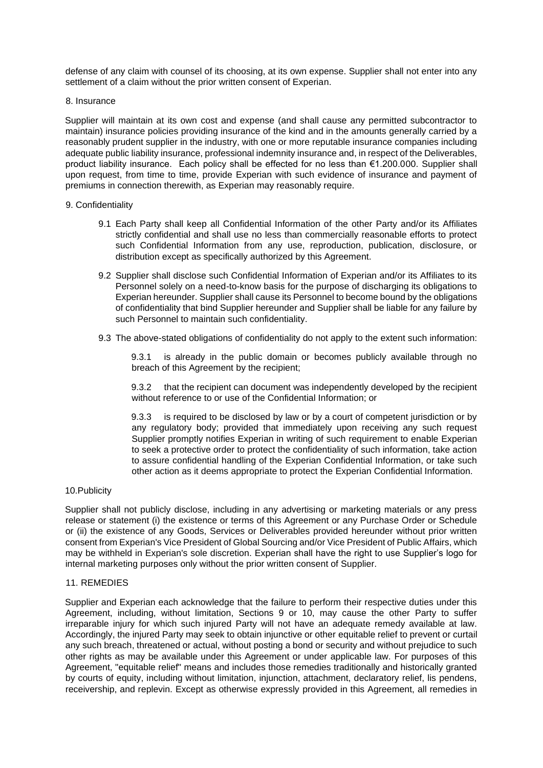defense of any claim with counsel of its choosing, at its own expense. Supplier shall not enter into any settlement of a claim without the prior written consent of Experian.

## 8. Insurance

Supplier will maintain at its own cost and expense (and shall cause any permitted subcontractor to maintain) insurance policies providing insurance of the kind and in the amounts generally carried by a reasonably prudent supplier in the industry, with one or more reputable insurance companies including adequate public liability insurance, professional indemnity insurance and, in respect of the Deliverables, product liability insurance. Each policy shall be effected for no less than €1.200.000. Supplier shall upon request, from time to time, provide Experian with such evidence of insurance and payment of premiums in connection therewith, as Experian may reasonably require.

## 9. Confidentiality

9.1 Each Party shall keep all Confidential Information of the other Party and/or its Affiliates strictly confidential and shall use no less than commercially reasonable efforts to protect such Confidential Information from any use, reproduction, publication, disclosure, or distribution except as specifically authorized by this Agreement.

9.2 Supplier shall disclose such Confidential Information of Experian and/or its Affiliates to its Personnel solely on a need-to-know basis for the purpose of discharging its obligations to Experian hereunder. Supplier shall cause its Personnel to become bound by the obligations of confidentiality that bind Supplier hereunder and Supplier shall be liable for any failure by such Personnel to maintain such confidentiality.

9.3 The above-stated obligations of confidentiality do not apply to the extent such information:

9.3.1 is already in the public domain or becomes publicly available through no breach of this Agreement by the recipient;

9.3.2 that the recipient can document was independently developed by the recipient without reference to or use of the Confidential Information; or

9.3.3 is required to be disclosed by law or by a court of competent jurisdiction or by any regulatory body; provided that immediately upon receiving any such request Supplier promptly notifies Experian in writing of such requirement to enable Experian to seek a protective order to protect the confidentiality of such information, take action to assure confidential handling of the Experian Confidential Information, or take such other action as it deems appropriate to protect the Experian Confidential Information.

## 10.Publicity

Supplier shall not publicly disclose, including in any advertising or marketing materials or any press release or statement (i) the existence or terms of this Agreement or any Purchase Order or Schedule or (ii) the existence of any Goods, Services or Deliverables provided hereunder without prior written consent from Experian's Vice President of Global Sourcing and/or Vice President of Public Affairs, which may be withheld in Experian's sole discretion. Experian shall have the right to use Supplier's logo for internal marketing purposes only without the prior written consent of Supplier.

## 11. REMEDIES

Supplier and Experian each acknowledge that the failure to perform their respective duties under this Agreement, including, without limitation, Sections 9 or 10, may cause the other Party to suffer irreparable injury for which such injured Party will not have an adequate remedy available at law. Accordingly, the injured Party may seek to obtain injunctive or other equitable relief to prevent or curtail any such breach, threatened or actual, without posting a bond or security and without prejudice to such other rights as may be available under this Agreement or under applicable law. For purposes of this Agreement, "equitable relief" means and includes those remedies traditionally and historically granted by courts of equity, including without limitation, injunction, attachment, declaratory relief, lis pendens, receivership, and replevin. Except as otherwise expressly provided in this Agreement, all remedies in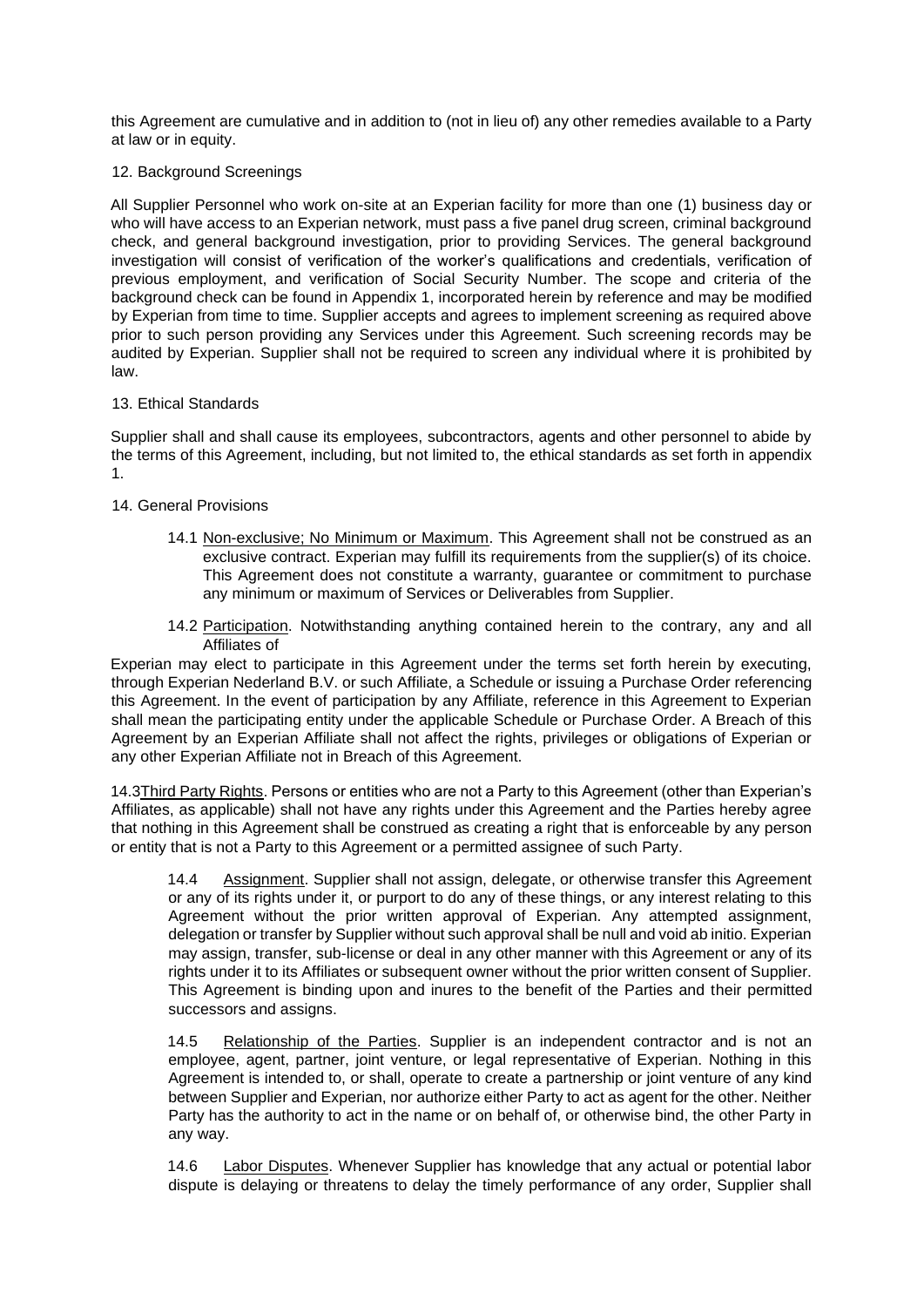this Agreement are cumulative and in addition to (not in lieu of) any other remedies available to a Party at law or in equity.

12. Background Screenings

All Supplier Personnel who work on-site at an Experian facility for more than one (1) business day or who will have access to an Experian network, must pass a five panel drug screen, criminal background check, and general background investigation, prior to providing Services. The general background investigation will consist of verification of the worker's qualifications and credentials, verification of previous employment, and verification of Social Security Number. The scope and criteria of the background check can be found in Appendix 1, incorporated herein by reference and may be modified by Experian from time to time. Supplier accepts and agrees to implement screening as required above prior to such person providing any Services under this Agreement. Such screening records may be audited by Experian. Supplier shall not be required to screen any individual where it is prohibited by law.

13. Ethical Standards

Supplier shall and shall cause its employees, subcontractors, agents and other personnel to abide by the terms of this Agreement, including, but not limited to, the ethical standards as set forth in appendix 1.

14. General Provisions

14.1 Non-exclusive; No Minimum or Maximum. This Agreement shall not be construed as an exclusive contract. Experian may fulfill its requirements from the supplier(s) of its choice. This Agreement does not constitute a warranty, guarantee or commitment to purchase any minimum or maximum of Services or Deliverables from Supplier.

14.2 Participation. Notwithstanding anything contained herein to the contrary, any and all Affiliates of Experian may elect to participate in this Agreement under the terms set forth herein by executing, through Experian Nederland B.V. or such Affiliate, a Schedule or issuing a Purchase Order referencing this Agreement. In the event of participation by any Affiliate, reference in this Agreement to Experian shall mean the participating entity under the applicable Schedule or Purchase Order. A Breach of this Agreement by an Experian Affiliate shall not affect the rights, privileges or obligations of Experian or any other Experian Affiliate not in Breach of this Agreement.

14.3 Third Party Rights. Persons or entities who are not a Party to this Agreement (other than Experian's Affiliates, as applicable) shall not have any rights under this Agreement and the Parties hereby agree that nothing in this Agreement shall be construed as creating a right that is enforceable by any person or entity that is not a Party to this Agreement or a permitted assignee of such Party.

14.4 Assignment. Supplier shall not assign, delegate, or otherwise transfer this Agreement or any of its rights under it, or purport to do any of these things, or any interest relating to this Agreement without the prior written approval of Experian. Any attempted assignment, delegation or transfer by Supplier without such approval shall be null and void ab initio. Experian may assign, transfer, sub-license or deal in any other manner with this Agreement or any of its rights under it to its Affiliates or subsequent owner without the prior written consent of Supplier. This Agreement is binding upon and inures to the benefit of the Parties and their permitted successors and assigns.

14.5 Relationship of the Parties. Supplier is an independent contractor and is not an employee, agent, partner, joint venture, or legal representative of Experian. Nothing in this Agreement is intended to, or shall, operate to create a partnership or joint venture of any kind between Supplier and Experian, nor authorize either Party to act as agent for the other. Neither Party has the authority to act in the name or on behalf of, or otherwise bind, the other Party in any way.

14.6 Labor Disputes. Whenever Supplier has knowledge that any actual or potential labor dispute is delaying or threatens to delay the timely performance of any order, Supplier shall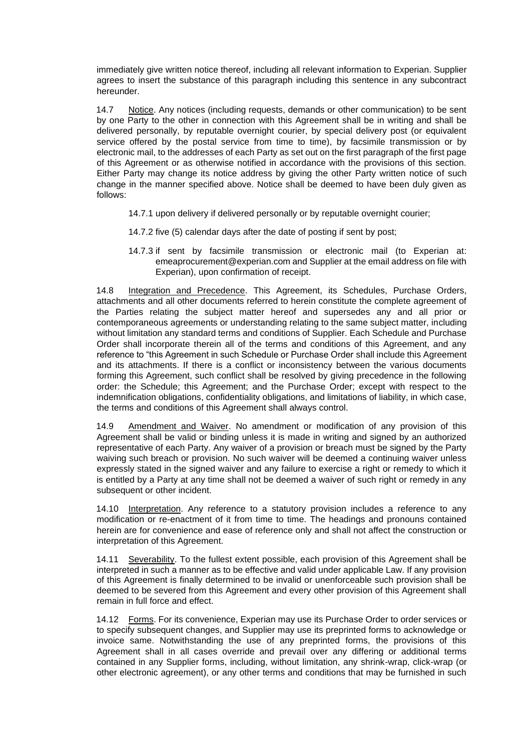immediately give written notice thereof, including all relevant information to Experian. Supplier agrees to insert the substance of this paragraph including this sentence in any subcontract hereunder.

14.7 Notice. Any notices (including requests, demands or other communication) to be sent by one Party to the other in connection with this Agreement shall be in writing and shall be delivered personally, by reputable overnight courier, by special delivery post (or equivalent service offered by the postal service from time to time), by facsimile transmission or by electronic mail, to the addresses of each Party as set out on the first paragraph of the first page of this Agreement or as otherwise notified in accordance with the provisions of this section. Either Party may change its notice address by giving the other Party written notice of such change in the manner specified above. Notice shall be deemed to have been duly given as follows:

14.7.1 upon delivery if delivered personally or by reputable overnight courier;

14.7.2 five (5) calendar days after the date of posting if sent by post;

14.7.3 if sent by facsimile transmission or electronic mail (to Experian at: emeaprocurement@experian.com and Supplier at the email address on file with Experian), upon confirmation of receipt.

14.8 Integration and Precedence. This Agreement, its Schedules, Purchase Orders, attachments and all other documents referred to herein constitute the complete agreement of the Parties relating the subject matter hereof and supersedes any and all prior or contemporaneous agreements or understanding relating to the same subject matter, including without limitation any standard terms and conditions of Supplier. Each Schedule and Purchase Order shall incorporate therein all of the terms and conditions of this Agreement, and any reference to "this Agreement in such Schedule or Purchase Order shall include this Agreement and its attachments. If there is a conflict or inconsistency between the various documents forming this Agreement, such conflict shall be resolved by giving precedence in the following order: the Schedule; this Agreement; and the Purchase Order; except with respect to the indemnification obligations, confidentiality obligations, and limitations of liability, in which case, the terms and conditions of this Agreement shall always control.

14.9 Amendment and Waiver. No amendment or modification of any provision of this Agreement shall be valid or binding unless it is made in writing and signed by an authorized representative of each Party. Any waiver of a provision or breach must be signed by the Party waiving such breach or provision. No such waiver will be deemed a continuing waiver unless expressly stated in the signed waiver and any failure to exercise a right or remedy to which it is entitled by a Party at any time shall not be deemed a waiver of such right or remedy in any subsequent or other incident.

14.10 Interpretation. Any reference to a statutory provision includes a reference to any modification or re-enactment of it from time to time. The headings and pronouns contained herein are for convenience and ease of reference only and shall not affect the construction or interpretation of this Agreement.

14.11 Severability. To the fullest extent possible, each provision of this Agreement shall be interpreted in such a manner as to be effective and valid under applicable Law. If any provision of this Agreement is finally determined to be invalid or unenforceable such provision shall be deemed to be severed from this Agreement and every other provision of this Agreement shall remain in full force and effect.

14.12 Forms. For its convenience, Experian may use its Purchase Order to order services or to specify subsequent changes, and Supplier may use its preprinted forms to acknowledge or invoice same. Notwithstanding the use of any preprinted forms, the provisions of this Agreement shall in all cases override and prevail over any differing or additional terms contained in any Supplier forms, including, without limitation, any shrink-wrap, click-wrap (or other electronic agreement), or any other terms and conditions that may be furnished in such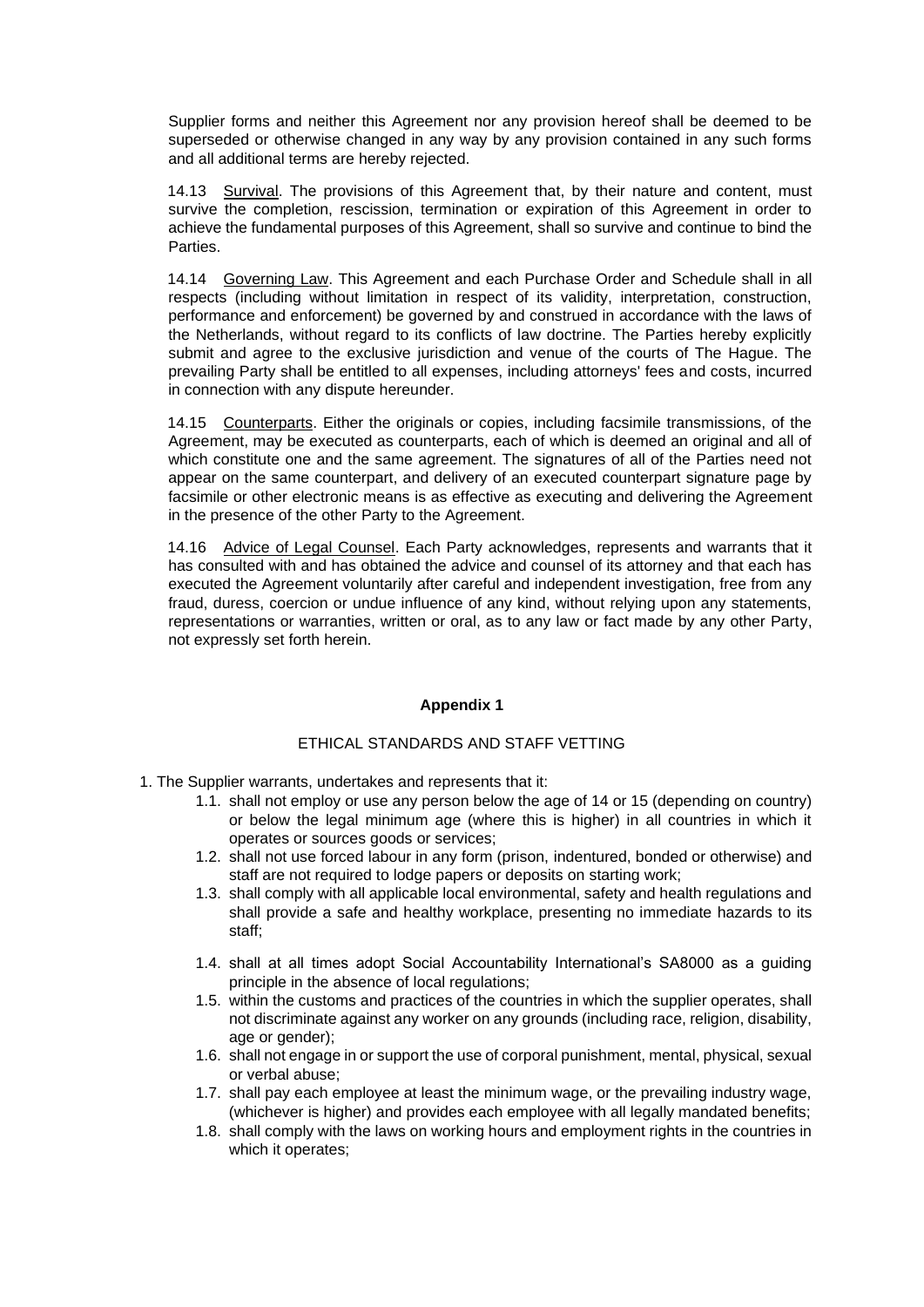Supplier forms and neither this Agreement nor any provision hereof shall be deemed to be superseded or otherwise changed in any way by any provision contained in any such forms and all additional terms are hereby rejected.

14.13 Survival. The provisions of this Agreement that, by their nature and content, must survive the completion, rescission, termination or expiration of this Agreement in order to achieve the fundamental purposes of this Agreement, shall so survive and continue to bind the Parties.

14.14 Governing Law. This Agreement and each Purchase Order and Schedule shall in all respects (including without limitation in respect of its validity, interpretation, construction, performance and enforcement) be governed by and construed in accordance with the laws of the Netherlands, without regard to its conflicts of law doctrine. The Parties hereby explicitly submit and agree to the exclusive jurisdiction and venue of the courts of The Hague. The prevailing Party shall be entitled to all expenses, including attorneys' fees and costs, incurred in connection with any dispute hereunder.

14.15 Counterparts. Either the originals or copies, including facsimile transmissions, of the Agreement, may be executed as counterparts, each of which is deemed an original and all of which constitute one and the same agreement. The signatures of all of the Parties need not appear on the same counterpart, and delivery of an executed counterpart signature page by facsimile or other electronic means is as effective as executing and delivering the Agreement in the presence of the other Party to the Agreement.

14.16 Advice of Legal Counsel. Each Party acknowledges, represents and warrants that it has consulted with and has obtained the advice and counsel of its attorney and that each has executed the Agreement voluntarily after careful and independent investigation, free from any fraud, duress, coercion or undue influence of any kind, without relying upon any statements, representations or warranties, written or oral, as to any law or fact made by any other Party, not expressly set forth herein.

## Appendix 1

### ETHICAL STANDARDS AND STAFF VETTING

1. The Supplier warrants, undertakes and represents that it:
    - 1.1. shall not employ or use any person below the age of 14 or 15 (depending on country) or below the legal minimum age (where this is higher) in all countries in which it operates or sources goods or services;
    - 1.2. shall not use forced labour in any form (prison, indentured, bonded or otherwise) and staff are not required to lodge papers or deposits on starting work;
    - 1.3. shall comply with all applicable local environmental, safety and health regulations and shall provide a safe and healthy workplace, presenting no immediate hazards to its staff;
    - 1.4. shall at all times adopt Social Accountability International's SA8000 as a guiding principle in the absence of local regulations;
    - 1.5. within the customs and practices of the countries in which the supplier operates, shall not discriminate against any worker on any grounds (including race, religion, disability, age or gender);
    - 1.6. shall not engage in or support the use of corporal punishment, mental, physical, sexual or verbal abuse;
    - 1.7. shall pay each employee at least the minimum wage, or the prevailing industry wage, (whichever is higher) and provides each employee with all legally mandated benefits;
    - 1.8. shall comply with the laws on working hours and employment rights in the countries in which it operates;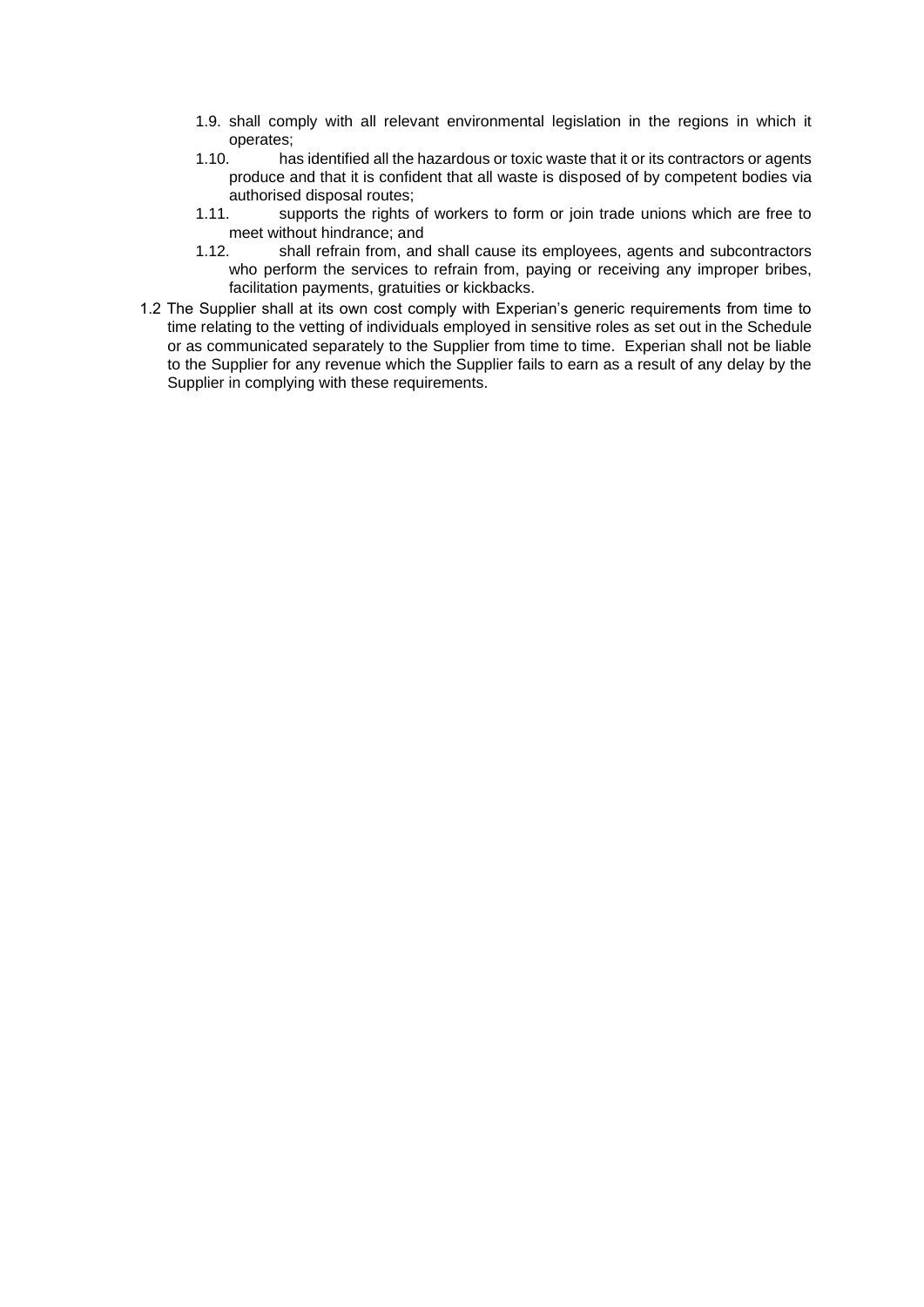1.9. shall comply with all relevant environmental legislation in the regions in which it operates;

1.10. has identified all the hazardous or toxic waste that it or its contractors or agents produce and that it is confident that all waste is disposed of by competent bodies via authorised disposal routes;

1.11. supports the rights of workers to form or join trade unions which are free to meet without hindrance; and

1.12. shall refrain from, and shall cause its employees, agents and subcontractors who perform the services to refrain from, paying or receiving any improper bribes, facilitation payments, gratuities or kickbacks.

1.2 The Supplier shall at its own cost comply with Experian's generic requirements from time to time relating to the vetting of individuals employed in sensitive roles as set out in the Schedule or as communicated separately to the Supplier from time to time. Experian shall not be liable to the Supplier for any revenue which the Supplier fails to earn as a result of any delay by the Supplier in complying with these requirements.